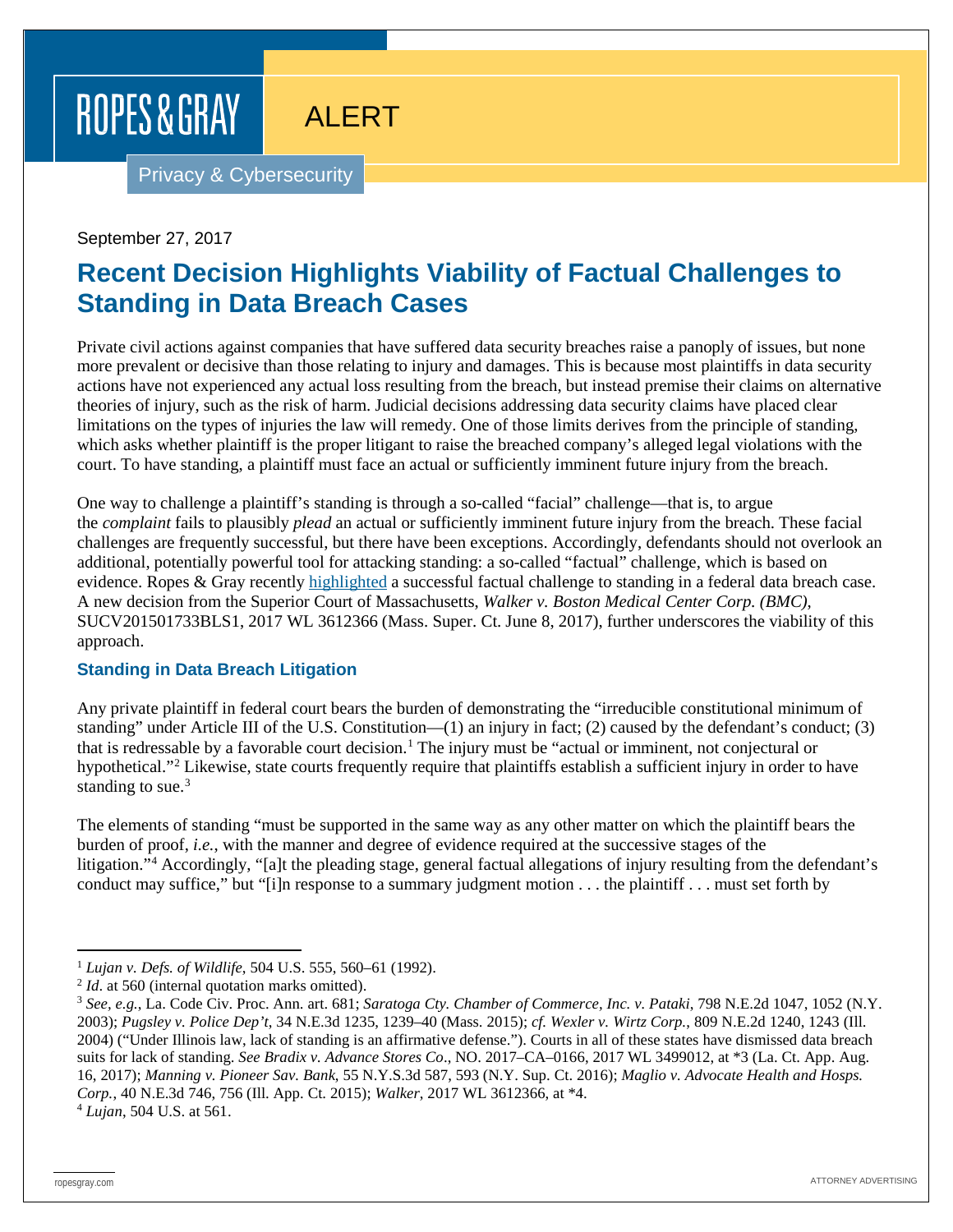ROPES & GRAY

ALERT

Privacy & Cybersecurity

September 27, 2017

# Recent Decision Highlights Viability of Factual Challenges to Standing in Data Breach Cases

Private civil actions against companies that have suffered data security breaches raise a panoply of issues, but none more prevalent or decisive than those relating to injury and damages. This is because most plaintiffs in data security actions have not experienced any actual loss resulting from the breach, but instead premise their claims on alternative theories of injury, such as the risk of harm. Judicial decisions addressing data security claims have placed clear limitations on the types of injuries the law will remedy. One of those limits derives from the principle of standing, which asks whether plaintiff is the proper litigant to raise the breached company's alleged legal violations with the court. To have standing, a plaintiff must face an actual or sufficiently imminent future injury from the breach.

One way to challenge a plaintiff's standing is through a so-called "facial" challenge—that is, to argue the *complaint* fails to plausibly *plead* an actual or sufficiently imminent future injury from the breach. These facial challenges are frequently successful, but there have been exceptions. Accordingly, defendants should not overlook an additional, potentially powerful tool for attacking standing: a so-called "factual" challenge, which is based on evidence. Ropes & Gray recently highlighted a successful factual challenge to standing in a federal data breach case. A new decision from the Superior Court of Massachusetts, *Walker v. Boston Medical Center Corp. (BMC)*, SUCV201501733BLS1, 2017 WL 3612366 (Mass. Super. Ct. June 8, 2017), further underscores the viability of this approach.

## Standing in Data Breach Litigation

Any private plaintiff in federal court bears the burden of demonstrating the "irreducible constitutional minimum of standing" under Article III of the U.S. Constitution—(1) an injury in fact; (2) caused by the defendant's conduct; (3) that is redressable by a favorable court decision.[1] The injury must be "actual or imminent, not conjectural or hypothetical."[2] Likewise, state courts frequently require that plaintiffs establish a sufficient injury in order to have standing to sue.[3]

The elements of standing "must be supported in the same way as any other matter on which the plaintiff bears the burden of proof, *i.e.*, with the manner and degree of evidence required at the successive stages of the litigation."[4] Accordingly, "[a]t the pleading stage, general factual allegations of injury resulting from the defendant's conduct may suffice," but "[i]n response to a summary judgment motion . . . the plaintiff . . . must set forth by

---

[1] *Lujan v. Defs. of Wildlife*, 504 U.S. 555, 560–61 (1992).

[2] *Id*. at 560 (internal quotation marks omitted).

[3] *See, e.g.*, La. Code Civ. Proc. Ann. art. 681; *Saratoga Cty. Chamber of Commerce, Inc. v. Pataki*, 798 N.E.2d 1047, 1052 (N.Y. 2003); *Pugsley v. Police Dep't*, 34 N.E.3d 1235, 1239–40 (Mass. 2015); *cf. Wexler v. Wirtz Corp.*, 809 N.E.2d 1240, 1243 (Ill. 2004) ("Under Illinois law, lack of standing is an affirmative defense."). Courts in all of these states have dismissed data breach suits for lack of standing. *See Bradix v. Advance Stores Co*., NO. 2017–CA–0166, 2017 WL 3499012, at *3 (La. Ct. App. Aug. 16, 2017); *Manning v. Pioneer Sav. Bank*, 55 N.Y.S.3d 587, 593 (N.Y. Sup. Ct. 2016); *Maglio v. Advocate Health and Hosps. Corp.*, 40 N.E.3d 746, 756 (Ill. App. Ct. 2015); *Walker*, 2017 WL 3612366, at *4.

[4] *Lujan*, 504 U.S. at 561.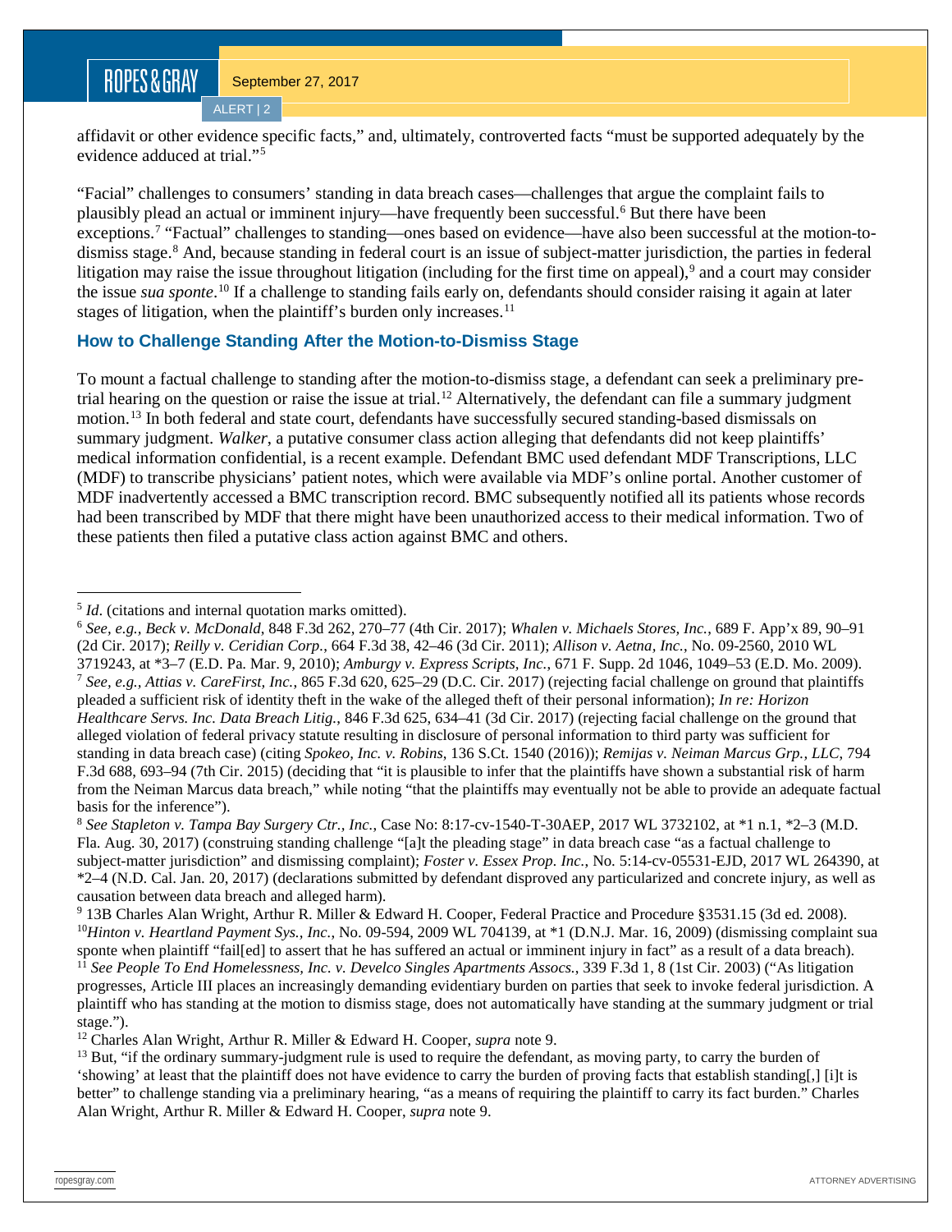affidavit or other evidence specific facts," and, ultimately, controverted facts "must be supported adequately by the evidence adduced at trial."[5]

"Facial" challenges to consumers' standing in data breach cases—challenges that argue the complaint fails to plausibly plead an actual or imminent injury—have frequently been successful.[6] But there have been exceptions.[7] "Factual" challenges to standing—ones based on evidence—have also been successful at the motion-to-dismiss stage.[8] And, because standing in federal court is an issue of subject-matter jurisdiction, the parties in federal litigation may raise the issue throughout litigation (including for the first time on appeal),[9] and a court may consider the issue *sua sponte*.[10] If a challenge to standing fails early on, defendants should consider raising it again at later stages of litigation, when the plaintiff's burden only increases.[11]

## How to Challenge Standing After the Motion-to-Dismiss Stage

To mount a factual challenge to standing after the motion-to-dismiss stage, a defendant can seek a preliminary pre-trial hearing on the question or raise the issue at trial.[12] Alternatively, the defendant can file a summary judgment motion.[13] In both federal and state court, defendants have successfully secured standing-based dismissals on summary judgment. *Walker*, a putative consumer class action alleging that defendants did not keep plaintiffs' medical information confidential, is a recent example. Defendant BMC used defendant MDF Transcriptions, LLC (MDF) to transcribe physicians' patient notes, which were available via MDF's online portal. Another customer of MDF inadvertently accessed a BMC transcription record. BMC subsequently notified all its patients whose records had been transcribed by MDF that there might have been unauthorized access to their medical information. Two of these patients then filed a putative class action against BMC and others.

---

[5] *Id*. (citations and internal quotation marks omitted).

[6] *See, e.g.*, *Beck v. McDonald*, 848 F.3d 262, 270–77 (4th Cir. 2017); *Whalen v. Michaels Stores, Inc.*, 689 F. App'x 89, 90–91 (2d Cir. 2017); *Reilly v. Ceridian Corp.*, 664 F.3d 38, 42–46 (3d Cir. 2011); *Allison v. Aetna, Inc.*, No. 09-2560, 2010 WL 3719243, at *3–7 (E.D. Pa. Mar. 9, 2010); *Amburgy v. Express Scripts, Inc.*, 671 F. Supp. 2d 1046, 1049–53 (E.D. Mo. 2009).

[7] *See, e.g.*, *Attias v. CareFirst, Inc.*, 865 F.3d 620, 625–29 (D.C. Cir. 2017) (rejecting facial challenge on ground that plaintiffs pleaded a sufficient risk of identity theft in the wake of the alleged theft of their personal information); *In re: Horizon Healthcare Servs. Inc. Data Breach Litig.*, 846 F.3d 625, 634–41 (3d Cir. 2017) (rejecting facial challenge on the ground that alleged violation of federal privacy statute resulting in disclosure of personal information to third party was sufficient for standing in data breach case) (citing *Spokeo, Inc. v. Robins*, 136 S.Ct. 1540 (2016)); *Remijas v. Neiman Marcus Grp., LLC*, 794 F.3d 688, 693–94 (7th Cir. 2015) (deciding that "it is plausible to infer that the plaintiffs have shown a substantial risk of harm from the Neiman Marcus data breach," while noting "that the plaintiffs may eventually not be able to provide an adequate factual basis for the inference").

[8] *See Stapleton v. Tampa Bay Surgery Ctr., Inc.*, Case No: 8:17-cv-1540-T-30AEP, 2017 WL 3732102, at *1 n.1, *2–3 (M.D. Fla. Aug. 30, 2017) (construing standing challenge "[a]t the pleading stage" in data breach case "as a factual challenge to subject-matter jurisdiction" and dismissing complaint); *Foster v. Essex Prop. Inc.*, No. 5:14-cv-05531-EJD, 2017 WL 264390, at *2–4 (N.D. Cal. Jan. 20, 2017) (declarations submitted by defendant disproved any particularized and concrete injury, as well as causation between data breach and alleged harm).

[9] 13B Charles Alan Wright, Arthur R. Miller & Edward H. Cooper, Federal Practice and Procedure §3531.15 (3d ed. 2008).

[10] *Hinton v. Heartland Payment Sys., Inc.*, No. 09-594, 2009 WL 704139, at *1 (D.N.J. Mar. 16, 2009) (dismissing complaint sua sponte when plaintiff "fail[ed] to assert that he has suffered an actual or imminent injury in fact" as a result of a data breach).

[11] *See People To End Homelessness, Inc. v. Develco Singles Apartments Assocs.*, 339 F.3d 1, 8 (1st Cir. 2003) ("As litigation progresses, Article III places an increasingly demanding evidentiary burden on parties that seek to invoke federal jurisdiction. A plaintiff who has standing at the motion to dismiss stage, does not automatically have standing at the summary judgment or trial stage.").

[12] Charles Alan Wright, Arthur R. Miller & Edward H. Cooper, *supra* note 9.

[13] But, "if the ordinary summary-judgment rule is used to require the defendant, as moving party, to carry the burden of 'showing' at least that the plaintiff does not have evidence to carry the burden of proving facts that establish standing[,] [i]t is better" to challenge standing via a preliminary hearing, "as a means of requiring the plaintiff to carry its fact burden." Charles Alan Wright, Arthur R. Miller & Edward H. Cooper, *supra* note 9.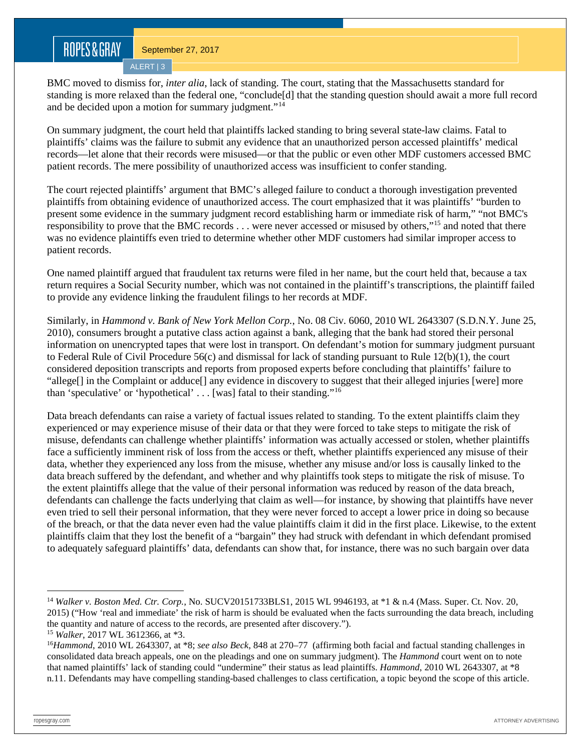BMC moved to dismiss for, *inter alia*, lack of standing. The court, stating that the Massachusetts standard for standing is more relaxed than the federal one, "conclude[d] that the standing question should await a more full record and be decided upon a motion for summary judgment."[14]

On summary judgment, the court held that plaintiffs lacked standing to bring several state-law claims. Fatal to plaintiffs' claims was the failure to submit any evidence that an unauthorized person accessed plaintiffs' medical records—let alone that their records were misused—or that the public or even other MDF customers accessed BMC patient records. The mere possibility of unauthorized access was insufficient to confer standing.

The court rejected plaintiffs' argument that BMC's alleged failure to conduct a thorough investigation prevented plaintiffs from obtaining evidence of unauthorized access. The court emphasized that it was plaintiffs' "burden to present some evidence in the summary judgment record establishing harm or immediate risk of harm," "not BMC's responsibility to prove that the BMC records . . . were never accessed or misused by others,"[15] and noted that there was no evidence plaintiffs even tried to determine whether other MDF customers had similar improper access to patient records.

One named plaintiff argued that fraudulent tax returns were filed in her name, but the court held that, because a tax return requires a Social Security number, which was not contained in the plaintiff's transcriptions, the plaintiff failed to provide any evidence linking the fraudulent filings to her records at MDF.

Similarly, in *Hammond v. Bank of New York Mellon Corp.*, No. 08 Civ. 6060, 2010 WL 2643307 (S.D.N.Y. June 25, 2010), consumers brought a putative class action against a bank, alleging that the bank had stored their personal information on unencrypted tapes that were lost in transport. On defendant's motion for summary judgment pursuant to Federal Rule of Civil Procedure 56(c) and dismissal for lack of standing pursuant to Rule 12(b)(1), the court considered deposition transcripts and reports from proposed experts before concluding that plaintiffs' failure to "allege[] in the Complaint or adduce[] any evidence in discovery to suggest that their alleged injuries [were] more than 'speculative' or 'hypothetical' . . . [was] fatal to their standing."[16]

Data breach defendants can raise a variety of factual issues related to standing. To the extent plaintiffs claim they experienced or may experience misuse of their data or that they were forced to take steps to mitigate the risk of misuse, defendants can challenge whether plaintiffs' information was actually accessed or stolen, whether plaintiffs face a sufficiently imminent risk of loss from the access or theft, whether plaintiffs experienced any misuse of their data, whether they experienced any loss from the misuse, whether any misuse and/or loss is causally linked to the data breach suffered by the defendant, and whether and why plaintiffs took steps to mitigate the risk of misuse. To the extent plaintiffs allege that the value of their personal information was reduced by reason of the data breach, defendants can challenge the facts underlying that claim as well—for instance, by showing that plaintiffs have never even tried to sell their personal information, that they were never forced to accept a lower price in doing so because of the breach, or that the data never even had the value plaintiffs claim it did in the first place. Likewise, to the extent plaintiffs claim that they lost the benefit of a "bargain" they had struck with defendant in which defendant promised to adequately safeguard plaintiffs' data, defendants can show that, for instance, there was no such bargain over data

---

[14] *Walker v. Boston Med. Ctr. Corp.*, No. SUCV20151733BLS1, 2015 WL 9946193, at *1 & n.4 (Mass. Super. Ct. Nov. 20, 2015) ("How 'real and immediate' the risk of harm is should be evaluated when the facts surrounding the data breach, including the quantity and nature of access to the records, are presented after discovery.").

[15] *Walker*, 2017 WL 3612366, at *3.

[16] *Hammond*, 2010 WL 2643307, at *8; *see also Beck*, 848 at 270–77 (affirming both facial and factual standing challenges in consolidated data breach appeals, one on the pleadings and one on summary judgment). The *Hammond* court went on to note that named plaintiffs' lack of standing could "undermine" their status as lead plaintiffs. *Hammond*, 2010 WL 2643307, at *8 n.11. Defendants may have compelling standing-based challenges to class certification, a topic beyond the scope of this article.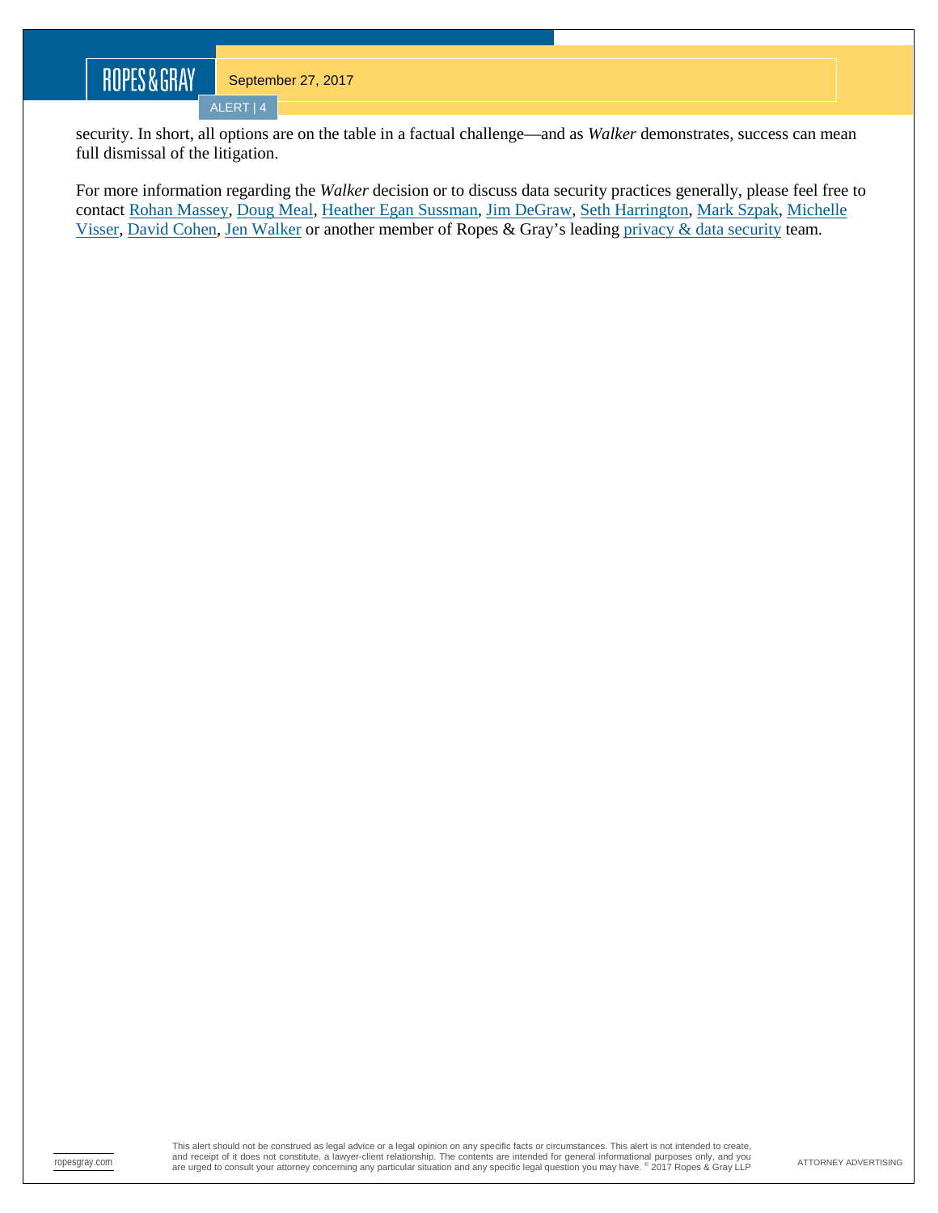security. In short, all options are on the table in a factual challenge—and as *Walker* demonstrates, success can mean full dismissal of the litigation.

For more information regarding the *Walker* decision or to discuss data security practices generally, please feel free to contact Rohan Massey, Doug Meal, Heather Egan Sussman, Jim DeGraw, Seth Harrington, Mark Szpak, Michelle Visser, David Cohen, Jen Walker or another member of Ropes & Gray's leading privacy & data security team.

This alert should not be construed as legal advice or a legal opinion on any specific facts or circumstances. This alert is not intended to create, and receipt of it does not constitute, a lawyer-client relationship. The contents are intended for general informational purposes only, and you are urged to consult your attorney concerning any particular situation and any specific legal question you may have. © 2017 Ropes & Gray LLP

ATTORNEY ADVERTISING